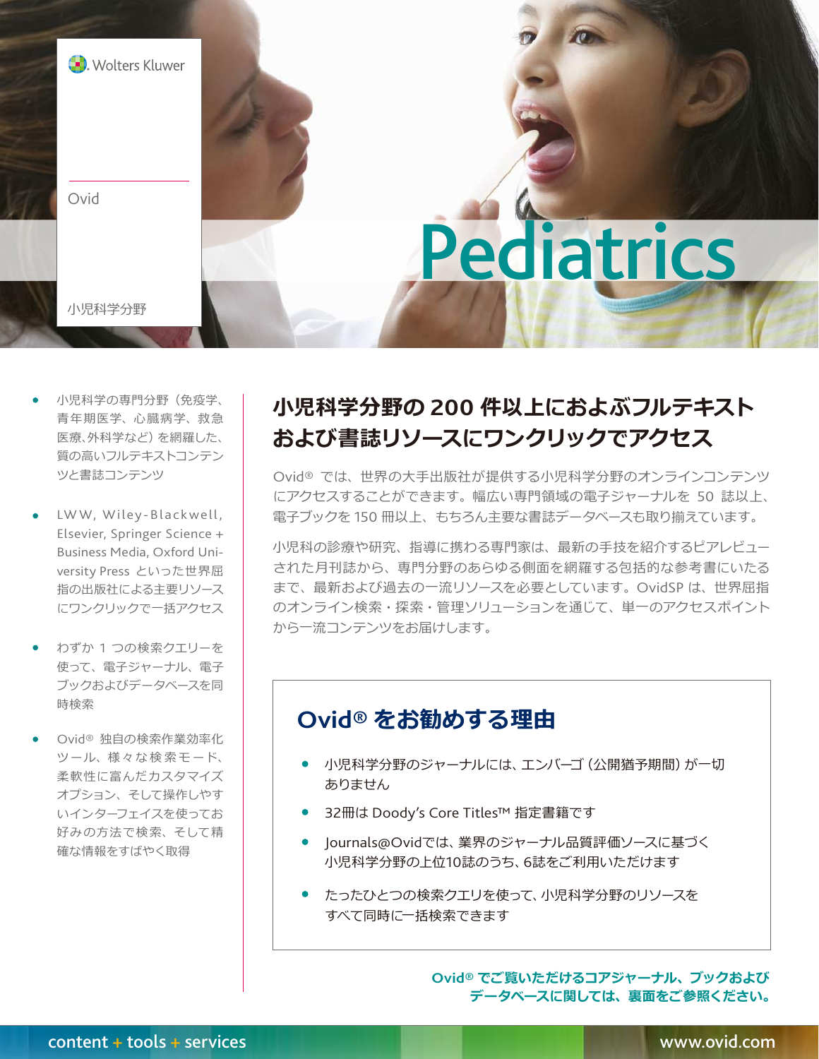Wolters Kluwer

Ovid

小児科学分野

# Pediatrics

- 小児科学の専門分野（免疫学、青年期医学、心臓病学、救急医療、外科学など）を網羅した、質の高いフルテキストコンテンツと書誌コンテンツ
- LWW, Wiley-Blackwell, Elsevier, Springer Science + Business Media, Oxford University Press といった世界屈指の出版社による主要リソースにワンクリックで一括アクセス
- わずか 1 つの検索クエリーを使って、電子ジャーナル、電子ブックおよびデータベースを同時検索
- Ovid® 独自の検索作業効率化ツール、様々な検索モード、柔軟性に富んだカスタマイズオプション、そして操作しやすいインターフェイスを使ってお好みの方法で検索、そして精確な情報をすばやく取得

## 小児科学分野の 200 件以上におよぶフルテキストおよび書誌リソースにワンクリックでアクセス

Ovid® では、世界の大手出版社が提供する小児科学分野のオンラインコンテンツにアクセスすることができます。幅広い専門領域の電子ジャーナルを 50 誌以上、電子ブックを 150 冊以上、もちろん主要な書誌データベースも取り揃えています。

小児科の診療や研究、指導に携わる専門家は、最新の手技を紹介するピアレビューされた月刊誌から、専門分野のあらゆる側面を網羅する包括的な参考書にいたるまで、最新および過去の一流リソースを必要としています。OvidSP は、世界屈指のオンライン検索・探索・管理ソリューションを通じて、単一のアクセスポイントから一流コンテンツをお届けします。

## Ovid® をお勧めする理由

- 小児科学分野のジャーナルには、エンバーゴ（公開猶予期間）が一切ありません
- 32冊は Doody's Core Titles™ 指定書籍です
- Journals@Ovidでは、業界のジャーナル品質評価ソースに基づく小児科学分野の上位10誌のうち、6誌をご利用いただけます
- たったひとつの検索クエリを使って、小児科学分野のリソースをすべて同時に一括検索できます

**Ovid® でご覧いただけるコアジャーナル、ブックおよびデータベースに関しては、裏面をご参照ください。**

content + tools + services

www.ovid.com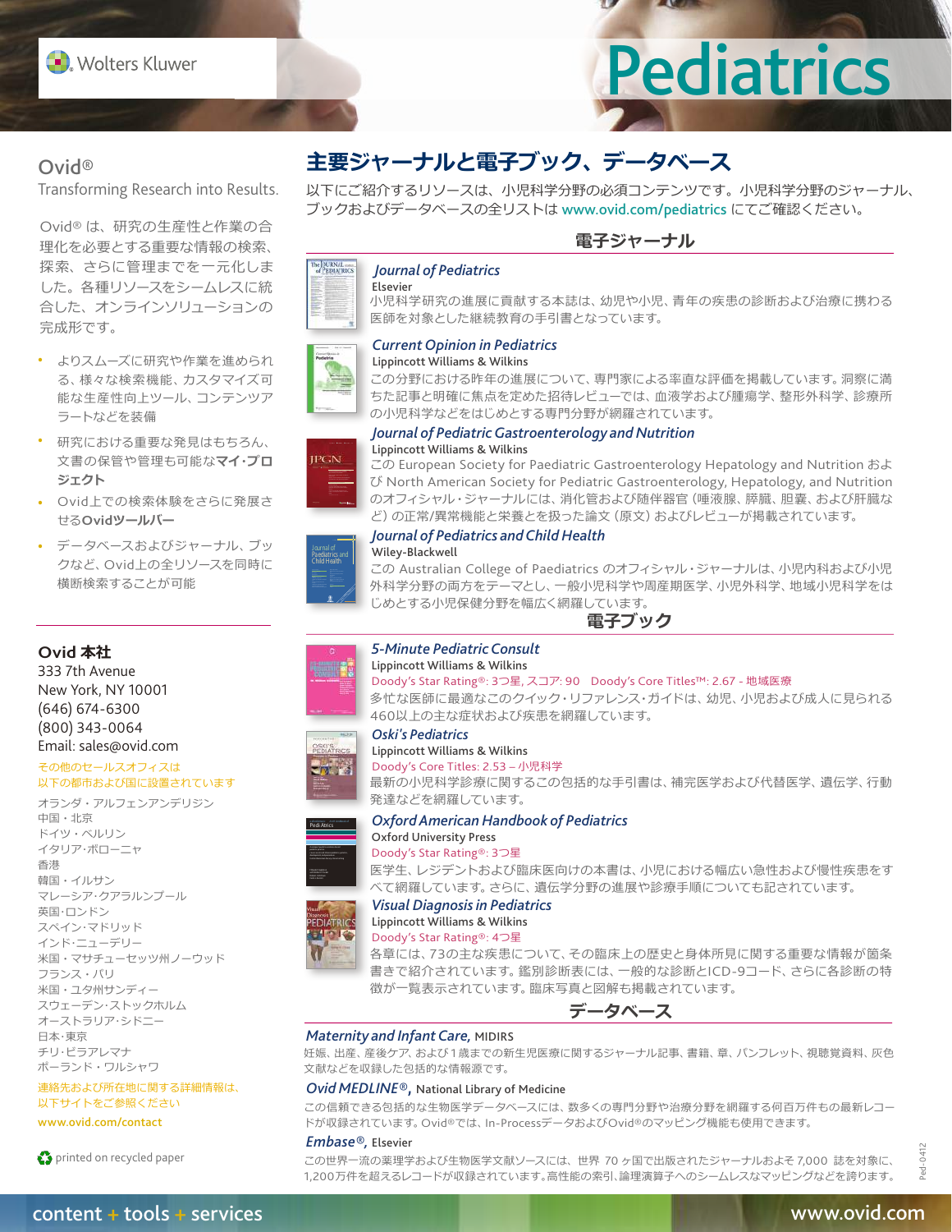Wolters Kluwer

# Pediatrics

## Ovid®

Transforming Research into Results.

Ovid® は、研究の生産性と作業の合理化を必要とする重要な情報の検索、探索、さらに管理までを一元化しました。各種リソースをシームレスに統合した、オンラインソリューションの完成形です。

- よりスムーズに研究や作業を進められる、様々な検索機能、カスタマイズ可能な生産性向上ツール、コンテンツアラートなどを装備
- 研究における重要な発見はもちろん、文書の保管や管理も可能な**マイ・プロジェクト**
- Ovid上での検索体験をさらに発展させる**Ovidツールバー**
- データベースおよびジャーナル、ブックなど、Ovid上の全リソースを同時に横断検索することが可能

**Ovid 本社**
333 7th Avenue
New York, NY 10001
(646) 674-6300
(800) 343-0064
Email: sales@ovid.com

その他のセールスオフィスは以下の都市および国に設置されています

オランダ・アルフェンアンデリジン
中国・北京
ドイツ・ベルリン
イタリア・ボローニャ
香港
韓国・イルサン
マレーシア・クアラルンプール
英国・ロンドン
スペイン・マドリッド
インド・ニューデリー
米国・マサチューセッツ州ノーウッド
フランス・パリ
米国・ユタ州サンディー
スウェーデン・ストックホルム
オーストラリア・シドニー
日本・東京
チリ・ビラアレマナ
ポーランド・ワルシャワ

連絡先および所在地に関する詳細情報は、以下サイトをご参照ください
www.ovid.com/contact

printed on recycled paper

## 主要ジャーナルと電子ブック、データベース

以下にご紹介するリソースは、小児科学分野の必須コンテンツです。小児科学分野のジャーナル、ブックおよびデータベースの全リストは www.ovid.com/pediatrics にてご確認ください。

### 電子ジャーナル

*Journal of Pediatrics*
Elsevier
小児科学研究の進展に貢献する本誌は、幼児や小児、青年の疾患の診断および治療に携わる医師を対象とした継続教育の手引書となっています。

*Current Opinion in Pediatrics*
Lippincott Williams & Wilkins
この分野における昨年の進展について、専門家による率直な評価を掲載しています。洞察に満ちた記事と明確に焦点を定めた招待レビューでは、血液学および腫瘍学、整形外科学、診療所の小児科学などをはじめとする専門分野が網羅されています。

*Journal of Pediatric Gastroenterology and Nutrition*
Lippincott Williams & Wilkins
この European Society for Paediatric Gastroenterology Hepatology and Nutrition および North American Society for Pediatric Gastroenterology, Hepatology, and Nutrition のオフィシャル・ジャーナルには、消化管および随伴器官（唾液腺、膵臓、胆嚢、および肝臓など）の正常/異常機能と栄養とを扱った論文（原文）およびレビューが掲載されています。

*Journal of Paediatrics and Child Health*
Wiley-Blackwell
この Australian College of Paediatrics のオフィシャル・ジャーナルは、小児内科および小児外科学分野の両方をテーマとし、一般小児科学や周産期医学、小児外科学、地域小児科学をはじめとする小児保健分野を幅広く網羅しています。

### 電子ブック

*5-Minute Pediatric Consult*
Lippincott Williams & Wilkins
Doody's Star Rating®: 3つ星, スコア: 90　Doody's Core Titles™: 2.67 - 地域医療
多忙な医師に最適なこのクイック・リファレンス・ガイドは、幼児、小児および成人に見られる460以上の主な症状および疾患を網羅しています。

*Oski's Pediatrics*
Lippincott Williams & Wilkins
Doody's Core Titles: 2.53 – 小児科学
最新の小児科学診療に関するこの包括的な手引書は、補完医学および代替医学、遺伝学、行動発達などを網羅しています。

*Oxford American Handbook of Pediatrics*
Oxford University Press
Doody's Star Rating®: 3つ星
医学生、レジデントおよび臨床医向けの本書は、小児における幅広い急性および慢性疾患をすべて網羅しています。さらに、遺伝学分野の進展や診療手順についても記されています。

*Visual Diagnosis in Pediatrics*
Lippincott Williams & Wilkins
Doody's Star Rating®: 4つ星
各章には、73の主な疾患について、その臨床上の歴史と身体所見に関する重要な情報が箇条書きで紹介されています。鑑別診断表には、一般的な診断とICD-9コード、さらに各診断の特徴が一覧表示されています。臨床写真と図解も掲載されています。

### データベース

*Maternity and Infant Care,* MIDIRS
妊娠、出産、産後ケア、および1歳までの新生児医療に関するジャーナル記事、書籍、章、パンフレット、視聴覚資料、灰色文献などを収録した包括的な情報源です。

*Ovid MEDLINE®,* National Library of Medicine
この信頼できる包括的な生物医学データベースには、数多くの専門分野や治療分野を網羅する何百万件もの最新レコードが収録されています。Ovid®では、In-ProcessデータおよびOvid®のマッピング機能も使用できます。

*Embase®,* Elsevier
この世界一流の薬理学および生物医学文献ソースには、世界 70 ヶ国で出版されたジャーナルおよそ 7,000 誌を対象に、1,200万件を超えるレコードが収録されています。高性能の索引、論理演算子へのシームレスなマッピングなどを誇ります。

Ped-0412

content + tools + services　www.ovid.com